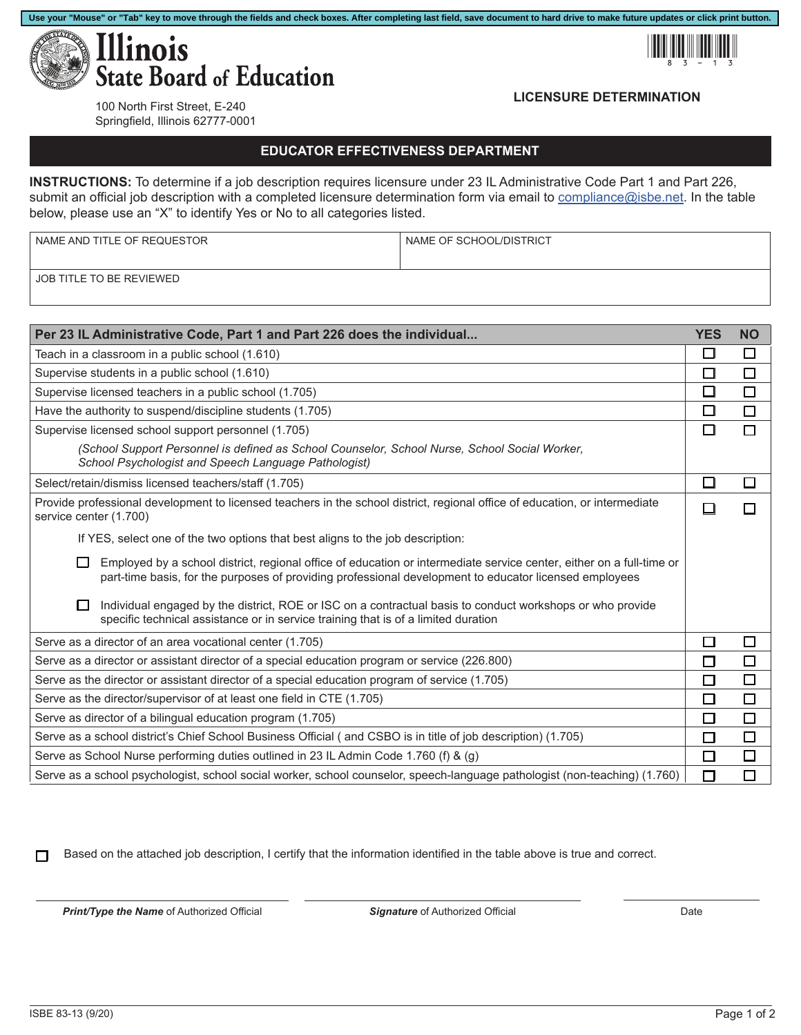Use your "Mouse" or "Tab" key to move through the fields and check boxes. After completing last field, save document to hard drive to make future updates or click print button.

# Illinois State Board of Education

100 North First Street, E-240
Springfield, Illinois 62777-0001

**LICENSURE DETERMINATION**

## EDUCATOR EFFECTIVENESS DEPARTMENT

**INSTRUCTIONS:** To determine if a job description requires licensure under 23 IL Administrative Code Part 1 and Part 226, submit an official job description with a completed licensure determination form via email to compliance@isbe.net. In the table below, please use an "X" to identify Yes or No to all categories listed.

| NAME AND TITLE OF REQUESTOR | NAME OF SCHOOL/DISTRICT |
|---|---|
| | |

| JOB TITLE TO BE REVIEWED |
|---|
| |

| Per 23 IL Administrative Code, Part 1 and Part 226 does the individual... | YES | NO |
|---|---|---|
| Teach in a classroom in a public school (1.610) | ☐ | ☐ |
| Supervise students in a public school (1.610) | ☐ | ☐ |
| Supervise licensed teachers in a public school (1.705) | ☐ | ☐ |
| Have the authority to suspend/discipline students (1.705) | ☐ | ☐ |
| Supervise licensed school support personnel (1.705) *(School Support Personnel is defined as School Counselor, School Nurse, School Social Worker, School Psychologist and Speech Language Pathologist)* | ☐ | ☐ |
| Select/retain/dismiss licensed teachers/staff (1.705) | ☐ | ☐ |
| Provide professional development to licensed teachers in the school district, regional office of education, or intermediate service center (1.700)<br>If YES, select one of the two options that best aligns to the job description:<br>☐ Employed by a school district, regional office of education or intermediate service center, either on a full-time or part-time basis, for the purposes of providing professional development to educator licensed employees<br>☐ Individual engaged by the district, ROE or ISC on a contractual basis to conduct workshops or who provide specific technical assistance or in service training that is of a limited duration | ☐ | ☐ |
| Serve as a director of an area vocational center (1.705) | ☐ | ☐ |
| Serve as a director or assistant director of a special education program or service (226.800) | ☐ | ☐ |
| Serve as the director or assistant director of a special education program of service (1.705) | ☐ | ☐ |
| Serve as the director/supervisor of at least one field in CTE (1.705) | ☐ | ☐ |
| Serve as director of a bilingual education program (1.705) | ☐ | ☐ |
| Serve as a school district's Chief School Business Official ( and CSBO is in title of job description) (1.705) | ☐ | ☐ |
| Serve as School Nurse performing duties outlined in 23 IL Admin Code 1.760 (f) & (g) | ☐ | ☐ |
| Serve as a school psychologist, school social worker, school counselor, speech-language pathologist (non-teaching) (1.760) | ☐ | ☐ |

☐ Based on the attached job description, I certify that the information identified in the table above is true and correct.

| ***Print/Type the Name*** of Authorized Official | ***Signature*** of Authorized Official | Date |
|---|---|---|
| | | |

ISBE 83-13 (9/20)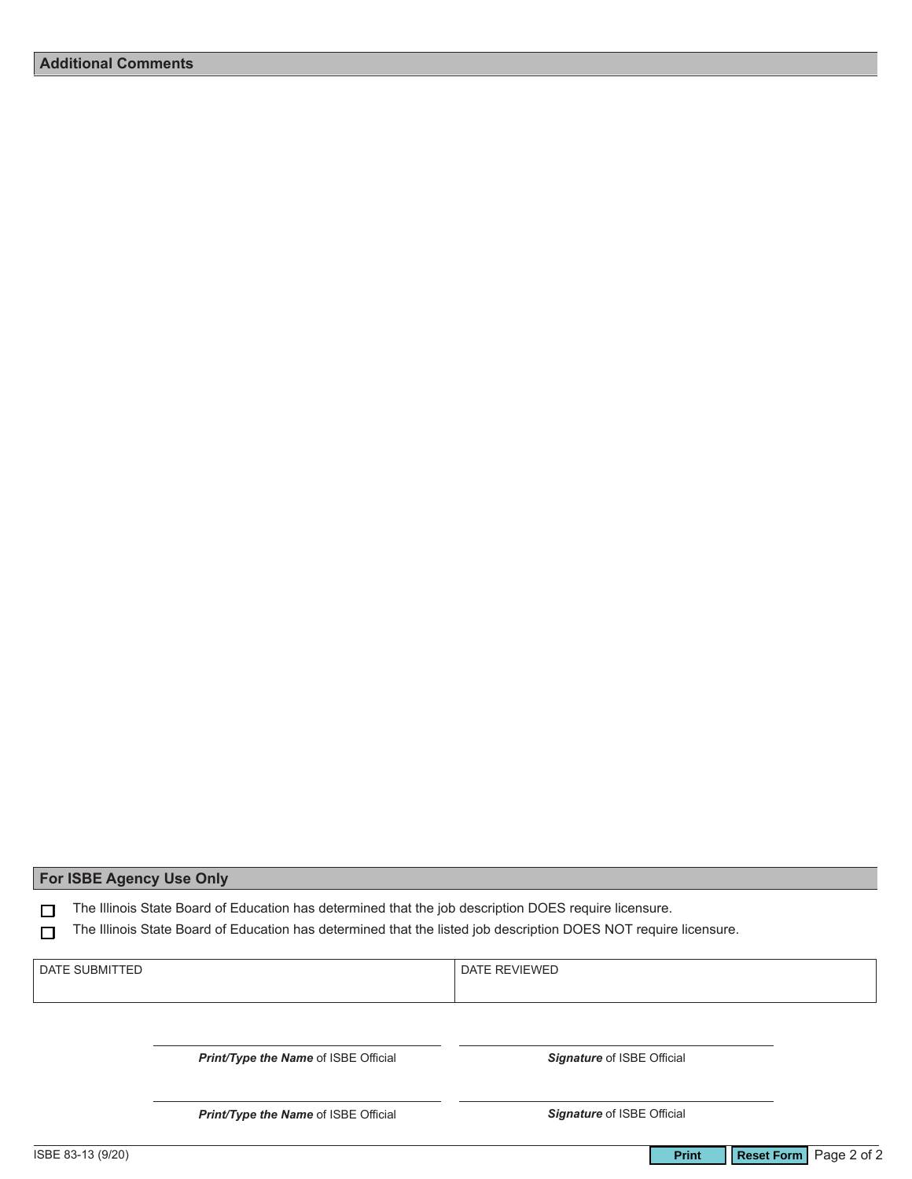## Additional Comments

## For ISBE Agency Use Only

- ☐ The Illinois State Board of Education has determined that the job description DOES require licensure.
- ☐ The Illinois State Board of Education has determined that the listed job description DOES NOT require licensure.

| DATE SUBMITTED | DATE REVIEWED |
|---|---|
| | |

***Print/Type the Name*** of ISBE Official

***Signature*** of ISBE Official

***Print/Type the Name*** of ISBE Official

***Signature*** of ISBE Official

ISBE 83-13 (9/20)